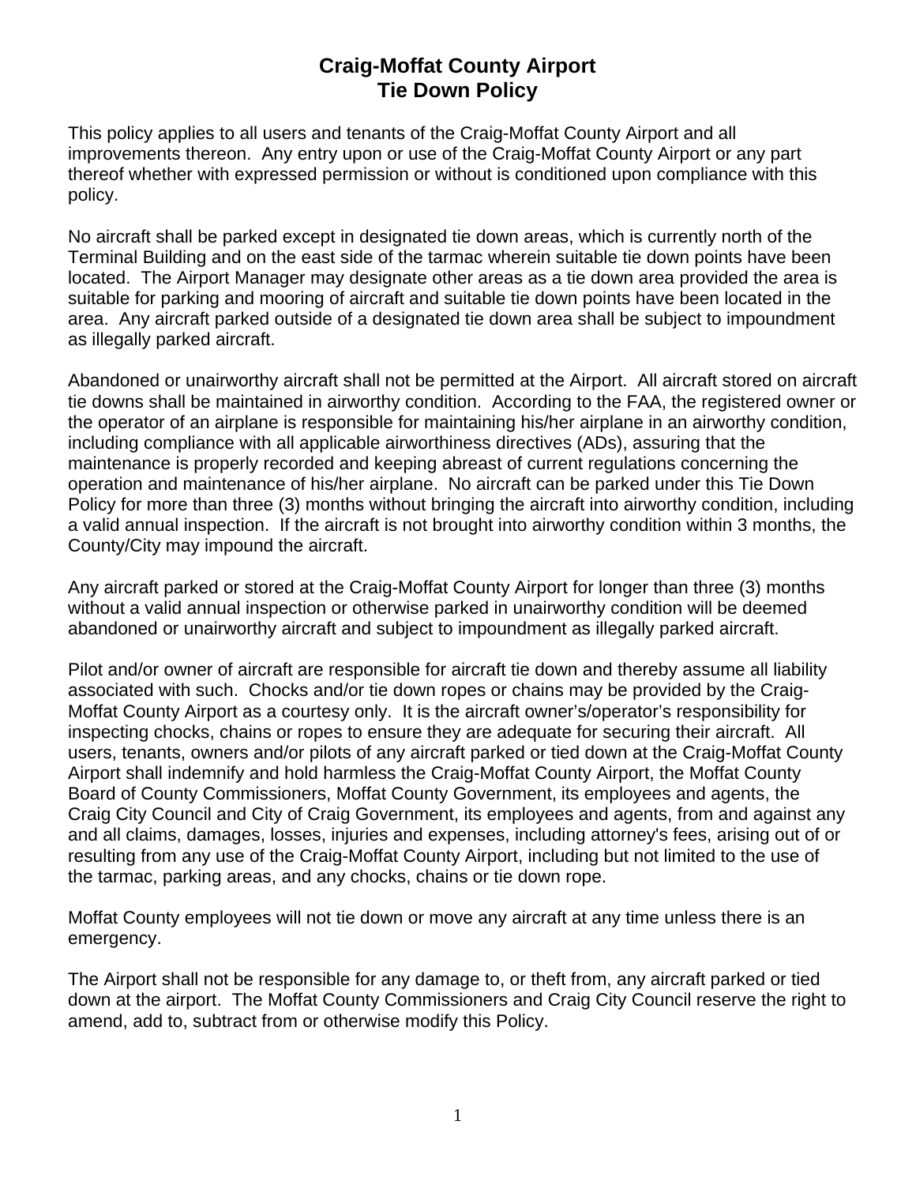# Craig-Moffat County Airport
# Tie Down Policy

This policy applies to all users and tenants of the Craig-Moffat County Airport and all improvements thereon. Any entry upon or use of the Craig-Moffat County Airport or any part thereof whether with expressed permission or without is conditioned upon compliance with this policy.

No aircraft shall be parked except in designated tie down areas, which is currently north of the Terminal Building and on the east side of the tarmac wherein suitable tie down points have been located. The Airport Manager may designate other areas as a tie down area provided the area is suitable for parking and mooring of aircraft and suitable tie down points have been located in the area. Any aircraft parked outside of a designated tie down area shall be subject to impoundment as illegally parked aircraft.

Abandoned or unairworthy aircraft shall not be permitted at the Airport. All aircraft stored on aircraft tie downs shall be maintained in airworthy condition. According to the FAA, the registered owner or the operator of an airplane is responsible for maintaining his/her airplane in an airworthy condition, including compliance with all applicable airworthiness directives (ADs), assuring that the maintenance is properly recorded and keeping abreast of current regulations concerning the operation and maintenance of his/her airplane. No aircraft can be parked under this Tie Down Policy for more than three (3) months without bringing the aircraft into airworthy condition, including a valid annual inspection. If the aircraft is not brought into airworthy condition within 3 months, the County/City may impound the aircraft.

Any aircraft parked or stored at the Craig-Moffat County Airport for longer than three (3) months without a valid annual inspection or otherwise parked in unairworthy condition will be deemed abandoned or unairworthy aircraft and subject to impoundment as illegally parked aircraft.

Pilot and/or owner of aircraft are responsible for aircraft tie down and thereby assume all liability associated with such. Chocks and/or tie down ropes or chains may be provided by the Craig-Moffat County Airport as a courtesy only. It is the aircraft owner's/operator's responsibility for inspecting chocks, chains or ropes to ensure they are adequate for securing their aircraft. All users, tenants, owners and/or pilots of any aircraft parked or tied down at the Craig-Moffat County Airport shall indemnify and hold harmless the Craig-Moffat County Airport, the Moffat County Board of County Commissioners, Moffat County Government, its employees and agents, the Craig City Council and City of Craig Government, its employees and agents, from and against any and all claims, damages, losses, injuries and expenses, including attorney's fees, arising out of or resulting from any use of the Craig-Moffat County Airport, including but not limited to the use of the tarmac, parking areas, and any chocks, chains or tie down rope.

Moffat County employees will not tie down or move any aircraft at any time unless there is an emergency.

The Airport shall not be responsible for any damage to, or theft from, any aircraft parked or tied down at the airport. The Moffat County Commissioners and Craig City Council reserve the right to amend, add to, subtract from or otherwise modify this Policy.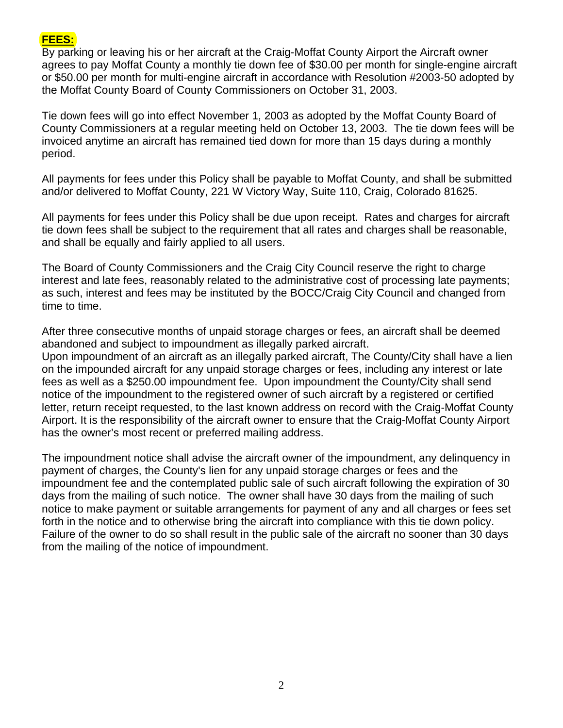**FEES:**

By parking or leaving his or her aircraft at the Craig-Moffat County Airport the Aircraft owner agrees to pay Moffat County a monthly tie down fee of $30.00 per month for single-engine aircraft or $50.00 per month for multi-engine aircraft in accordance with Resolution #2003-50 adopted by the Moffat County Board of County Commissioners on October 31, 2003.

Tie down fees will go into effect November 1, 2003 as adopted by the Moffat County Board of County Commissioners at a regular meeting held on October 13, 2003. The tie down fees will be invoiced anytime an aircraft has remained tied down for more than 15 days during a monthly period.

All payments for fees under this Policy shall be payable to Moffat County, and shall be submitted and/or delivered to Moffat County, 221 W Victory Way, Suite 110, Craig, Colorado 81625.

All payments for fees under this Policy shall be due upon receipt. Rates and charges for aircraft tie down fees shall be subject to the requirement that all rates and charges shall be reasonable, and shall be equally and fairly applied to all users.

The Board of County Commissioners and the Craig City Council reserve the right to charge interest and late fees, reasonably related to the administrative cost of processing late payments; as such, interest and fees may be instituted by the BOCC/Craig City Council and changed from time to time.

After three consecutive months of unpaid storage charges or fees, an aircraft shall be deemed abandoned and subject to impoundment as illegally parked aircraft.
Upon impoundment of an aircraft as an illegally parked aircraft, The County/City shall have a lien on the impounded aircraft for any unpaid storage charges or fees, including any interest or late fees as well as a $250.00 impoundment fee. Upon impoundment the County/City shall send notice of the impoundment to the registered owner of such aircraft by a registered or certified letter, return receipt requested, to the last known address on record with the Craig-Moffat County Airport. It is the responsibility of the aircraft owner to ensure that the Craig-Moffat County Airport has the owner's most recent or preferred mailing address.

The impoundment notice shall advise the aircraft owner of the impoundment, any delinquency in payment of charges, the County's lien for any unpaid storage charges or fees and the impoundment fee and the contemplated public sale of such aircraft following the expiration of 30 days from the mailing of such notice. The owner shall have 30 days from the mailing of such notice to make payment or suitable arrangements for payment of any and all charges or fees set forth in the notice and to otherwise bring the aircraft into compliance with this tie down policy. Failure of the owner to do so shall result in the public sale of the aircraft no sooner than 30 days from the mailing of the notice of impoundment.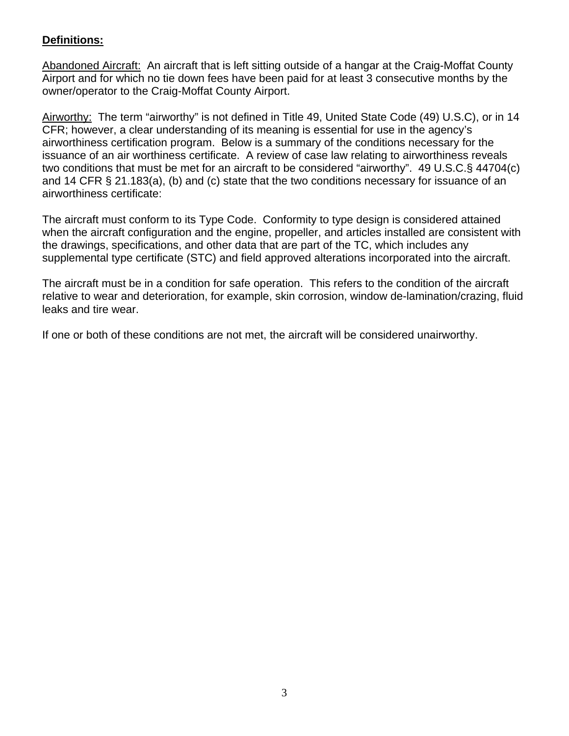**Definitions:**

Abandoned Aircraft: An aircraft that is left sitting outside of a hangar at the Craig-Moffat County Airport and for which no tie down fees have been paid for at least 3 consecutive months by the owner/operator to the Craig-Moffat County Airport.

Airworthy: The term "airworthy" is not defined in Title 49, United State Code (49) U.S.C), or in 14 CFR; however, a clear understanding of its meaning is essential for use in the agency's airworthiness certification program. Below is a summary of the conditions necessary for the issuance of an air worthiness certificate. A review of case law relating to airworthiness reveals two conditions that must be met for an aircraft to be considered "airworthy". 49 U.S.C.§ 44704(c) and 14 CFR § 21.183(a), (b) and (c) state that the two conditions necessary for issuance of an airworthiness certificate:

The aircraft must conform to its Type Code. Conformity to type design is considered attained when the aircraft configuration and the engine, propeller, and articles installed are consistent with the drawings, specifications, and other data that are part of the TC, which includes any supplemental type certificate (STC) and field approved alterations incorporated into the aircraft.

The aircraft must be in a condition for safe operation. This refers to the condition of the aircraft relative to wear and deterioration, for example, skin corrosion, window de-lamination/crazing, fluid leaks and tire wear.

If one or both of these conditions are not met, the aircraft will be considered unairworthy.